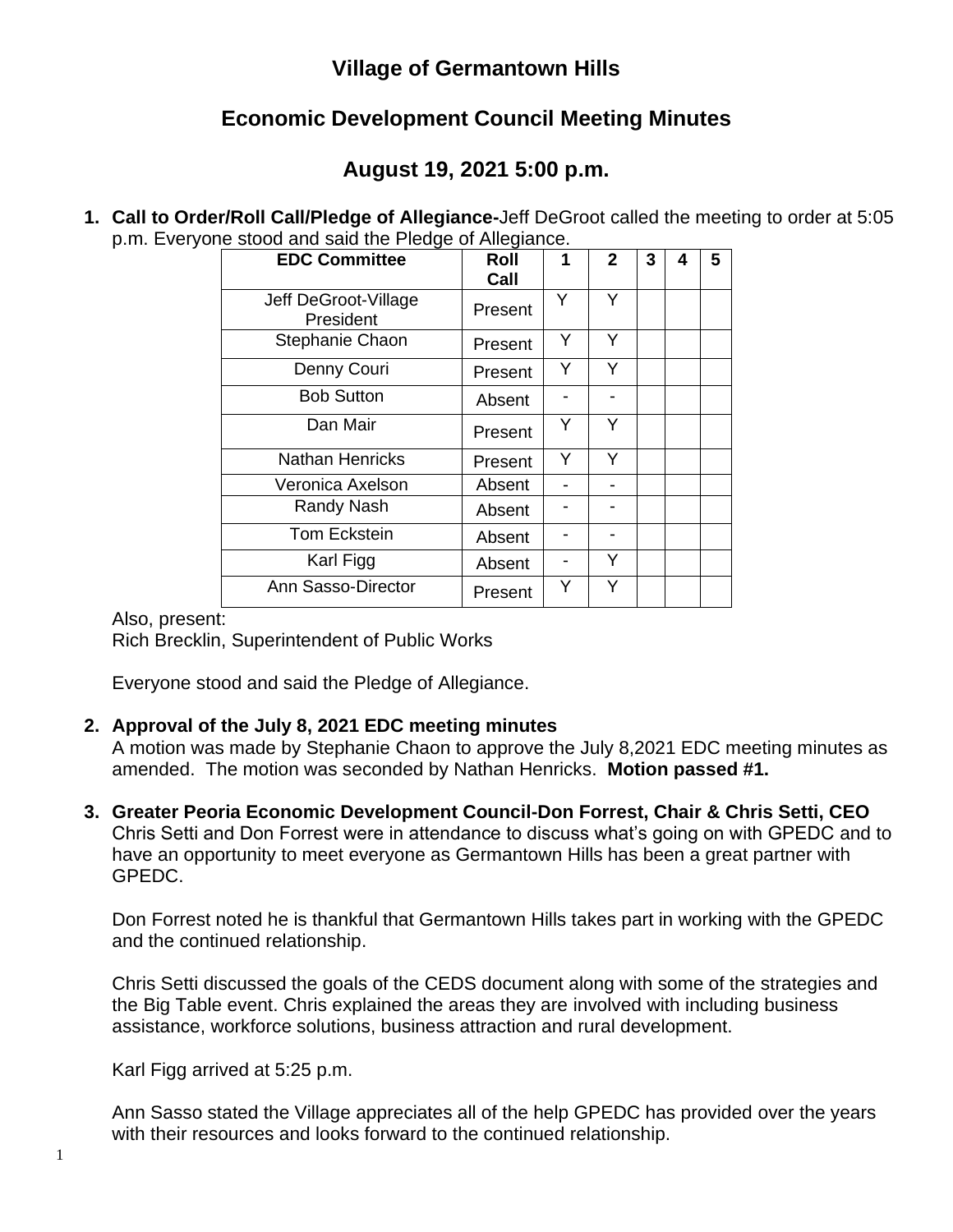# Village of Germantown Hills

## Economic Development Council Meeting Minutes

## August 19, 2021 5:00 p.m.

1. **Call to Order/Roll Call/Pledge of Allegiance-**Jeff DeGroot called the meeting to order at 5:05 p.m. Everyone stood and said the Pledge of Allegiance.

| EDC Committee | Roll Call | 1 | 2 | 3 | 4 | 5 |
|---|---|---|---|---|---|---|
| Jeff DeGroot-Village President | Present | Y | Y | | | |
| Stephanie Chaon | Present | Y | Y | | | |
| Denny Couri | Present | Y | Y | | | |
| Bob Sutton | Absent | - | - | | | |
| Dan Mair | Present | Y | Y | | | |
| Nathan Henricks | Present | Y | Y | | | |
| Veronica Axelson | Absent | - | - | | | |
| Randy Nash | Absent | - | - | | | |
| Tom Eckstein | Absent | - | - | | | |
| Karl Figg | Absent | - | Y | | | |
| Ann Sasso-Director | Present | Y | Y | | | |

Also, present:
Rich Brecklin, Superintendent of Public Works

Everyone stood and said the Pledge of Allegiance.

2. **Approval of the July 8, 2021 EDC meeting minutes**
A motion was made by Stephanie Chaon to approve the July 8,2021 EDC meeting minutes as amended. The motion was seconded by Nathan Henricks. **Motion passed #1.**

3. **Greater Peoria Economic Development Council-Don Forrest, Chair & Chris Setti, CEO**
Chris Setti and Don Forrest were in attendance to discuss what's going on with GPEDC and to have an opportunity to meet everyone as Germantown Hills has been a great partner with GPEDC.

Don Forrest noted he is thankful that Germantown Hills takes part in working with the GPEDC and the continued relationship.

Chris Setti discussed the goals of the CEDS document along with some of the strategies and the Big Table event. Chris explained the areas they are involved with including business assistance, workforce solutions, business attraction and rural development.

Karl Figg arrived at 5:25 p.m.

Ann Sasso stated the Village appreciates all of the help GPEDC has provided over the years with their resources and looks forward to the continued relationship.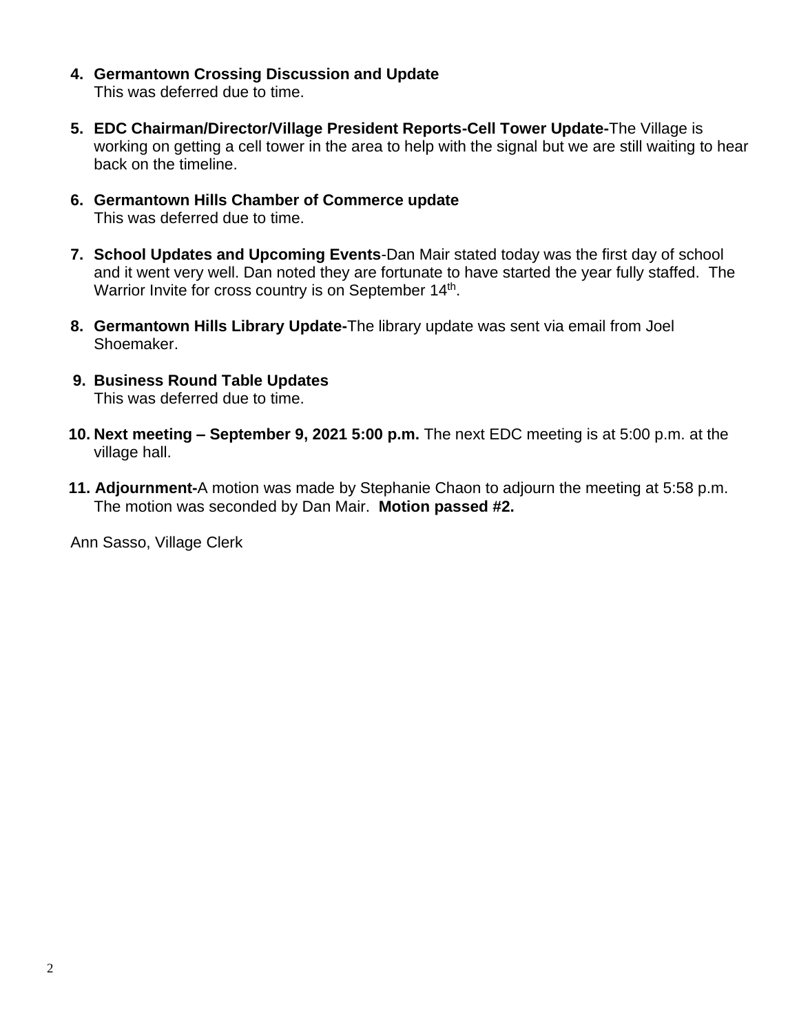4. **Germantown Crossing Discussion and Update**
   This was deferred due to time.

5. **EDC Chairman/Director/Village President Reports-Cell Tower Update-**The Village is working on getting a cell tower in the area to help with the signal but we are still waiting to hear back on the timeline.

6. **Germantown Hills Chamber of Commerce update**
   This was deferred due to time.

7. **School Updates and Upcoming Events**-Dan Mair stated today was the first day of school and it went very well. Dan noted they are fortunate to have started the year fully staffed. The Warrior Invite for cross country is on September 14th.

8. **Germantown Hills Library Update-**The library update was sent via email from Joel Shoemaker.

9. **Business Round Table Updates**
   This was deferred due to time.

10. **Next meeting – September 9, 2021 5:00 p.m.** The next EDC meeting is at 5:00 p.m. at the village hall.

11. **Adjournment-**A motion was made by Stephanie Chaon to adjourn the meeting at 5:58 p.m. The motion was seconded by Dan Mair. **Motion passed #2.**

Ann Sasso, Village Clerk